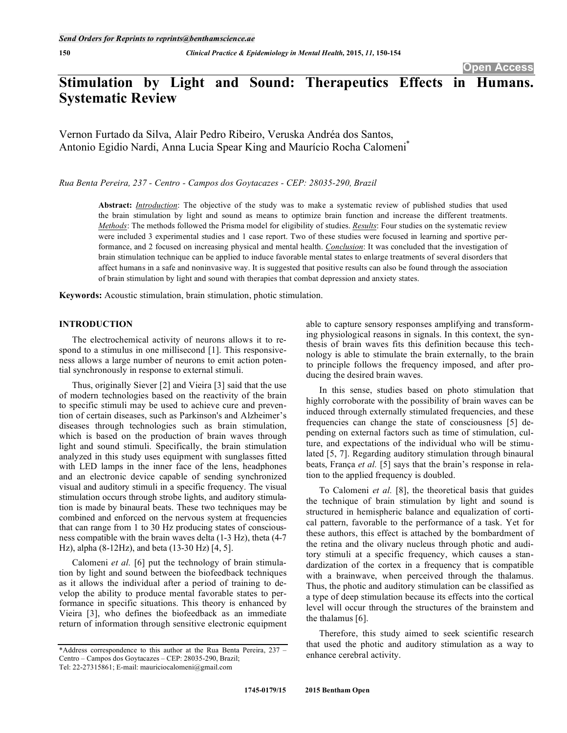# Stimulation by Light and Sound: Therapeutics Effects in Humans. Systematic Review

Vernon Furtado da Silva, Alair Pedro Ribeiro, Veruska Andréa dos Santos, Antonio Egidio Nardi, Anna Lucia Spear King and Maurício Rocha Calomeni*

*Rua Benta Pereira, 237 - Centro - Campos dos Goytacazes - CEP: 28035-290, Brazil*

**Abstract:** *Introduction*: The objective of the study was to make a systematic review of published studies that used the brain stimulation by light and sound as means to optimize brain function and increase the different treatments. *Methods*: The methods followed the Prisma model for eligibility of studies. *Results*: Four studies on the systematic review were included 3 experimental studies and 1 case report. Two of these studies were focused in learning and sportive performance, and 2 focused on increasing physical and mental health. *Conclusion*: It was concluded that the investigation of brain stimulation technique can be applied to induce favorable mental states to enlarge treatments of several disorders that affect humans in a safe and noninvasive way. It is suggested that positive results can also be found through the association of brain stimulation by light and sound with therapies that combat depression and anxiety states.

**Keywords:** Acoustic stimulation, brain stimulation, photic stimulation.

## INTRODUCTION

The electrochemical activity of neurons allows it to respond to a stimulus in one millisecond [1]. This responsiveness allows a large number of neurons to emit action potential synchronously in response to external stimuli.

Thus, originally Siever [2] and Vieira [3] said that the use of modern technologies based on the reactivity of the brain to specific stimuli may be used to achieve cure and prevention of certain diseases, such as Parkinson's and Alzheimer's diseases through technologies such as brain stimulation, which is based on the production of brain waves through light and sound stimuli. Specifically, the brain stimulation analyzed in this study uses equipment with sunglasses fitted with LED lamps in the inner face of the lens, headphones and an electronic device capable of sending synchronized visual and auditory stimuli in a specific frequency. The visual stimulation occurs through strobe lights, and auditory stimulation is made by binaural beats. These two techniques may be combined and enforced on the nervous system at frequencies that can range from 1 to 30 Hz producing states of consciousness compatible with the brain waves delta (1-3 Hz), theta (4-7 Hz), alpha (8-12Hz), and beta (13-30 Hz) [4, 5].

Calomeni *et al.* [6] put the technology of brain stimulation by light and sound between the biofeedback techniques as it allows the individual after a period of training to develop the ability to produce mental favorable states to performance in specific situations. This theory is enhanced by Vieira [3], who defines the biofeedback as an immediate return of information through sensitive electronic equipment able to capture sensory responses amplifying and transforming physiological reasons in signals. In this context, the synthesis of brain waves fits this definition because this technology is able to stimulate the brain externally, to the brain to principle follows the frequency imposed, and after producing the desired brain waves.

In this sense, studies based on photo stimulation that highly corroborate with the possibility of brain waves can be induced through externally stimulated frequencies, and these frequencies can change the state of consciousness [5] depending on external factors such as time of stimulation, culture, and expectations of the individual who will be stimulated [5, 7]. Regarding auditory stimulation through binaural beats, França *et al.* [5] says that the brain's response in relation to the applied frequency is doubled.

To Calomeni *et al.* [8], the theoretical basis that guides the technique of brain stimulation by light and sound is structured in hemispheric balance and equalization of cortical pattern, favorable to the performance of a task. Yet for these authors, this effect is attached by the bombardment of the retina and the olivary nucleus through photic and auditory stimuli at a specific frequency, which causes a standardization of the cortex in a frequency that is compatible with a brainwave, when perceived through the thalamus. Thus, the photic and auditory stimulation can be classified as a type of deep stimulation because its effects into the cortical level will occur through the structures of the brainstem and the thalamus [6].

Therefore, this study aimed to seek scientific research that used the photic and auditory stimulation as a way to enhance cerebral activity.

*Address correspondence to this author at the Rua Benta Pereira, 237 – Centro – Campos dos Goytacazes – CEP: 28035-290, Brazil; Tel: 22-27315861; E-mail: mauriciocalomeni@gmail.com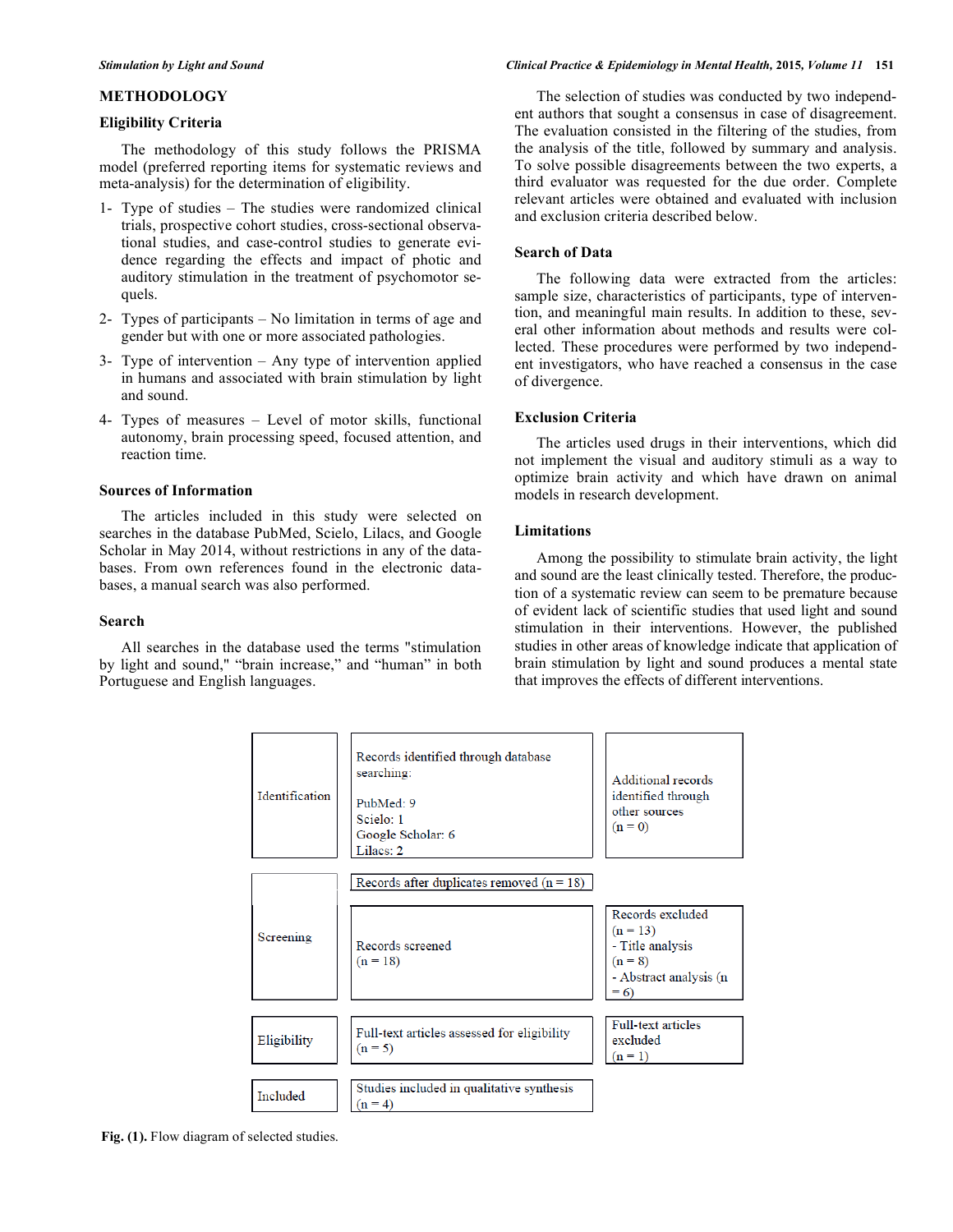## METHODOLOGY

### Eligibility Criteria

The methodology of this study follows the PRISMA model (preferred reporting items for systematic reviews and meta-analysis) for the determination of eligibility.

1- Type of studies – The studies were randomized clinical trials, prospective cohort studies, cross-sectional observational studies, and case-control studies to generate evidence regarding the effects and impact of photic and auditory stimulation in the treatment of psychomotor sequels.

2- Types of participants – No limitation in terms of age and gender but with one or more associated pathologies.

3- Type of intervention – Any type of intervention applied in humans and associated with brain stimulation by light and sound.

4- Types of measures – Level of motor skills, functional autonomy, brain processing speed, focused attention, and reaction time.

### Sources of Information

The articles included in this study were selected on searches in the database PubMed, Scielo, Lilacs, and Google Scholar in May 2014, without restrictions in any of the databases. From own references found in the electronic databases, a manual search was also performed.

### Search

All searches in the database used the terms "stimulation by light and sound," "brain increase," and "human" in both Portuguese and English languages.

The selection of studies was conducted by two independent authors that sought a consensus in case of disagreement. The evaluation consisted in the filtering of the studies, from the analysis of the title, followed by summary and analysis. To solve possible disagreements between the two experts, a third evaluator was requested for the due order. Complete relevant articles were obtained and evaluated with inclusion and exclusion criteria described below.

### Search of Data

The following data were extracted from the articles: sample size, characteristics of participants, type of intervention, and meaningful main results. In addition to these, several other information about methods and results were collected. These procedures were performed by two independent investigators, who have reached a consensus in the case of divergence.

### Exclusion Criteria

The articles used drugs in their interventions, which did not implement the visual and auditory stimuli as a way to optimize brain activity and which have drawn on animal models in research development.

### Limitations

Among the possibility to stimulate brain activity, the light and sound are the least clinically tested. Therefore, the production of a systematic review can seem to be premature because of evident lack of scientific studies that used light and sound stimulation in their interventions. However, the published studies in other areas of knowledge indicate that application of brain stimulation by light and sound produces a mental state that improves the effects of different interventions.

Identification

Records identified through database searching:

PubMed: 9
Scielo: 1
Google Scholar: 6
Lilacs: 2

Additional records identified through other sources (n = 0)

Records after duplicates removed (n = 18)

Screening

Records screened (n = 18)

Records excluded (n = 13)
- Title analysis (n = 8)
- Abstract analysis (n = 6)

Eligibility

Full-text articles assessed for eligibility (n = 5)

Full-text articles excluded (n = 1)

Included

Studies included in qualitative synthesis (n = 4)

**Fig. (1).** Flow diagram of selected studies.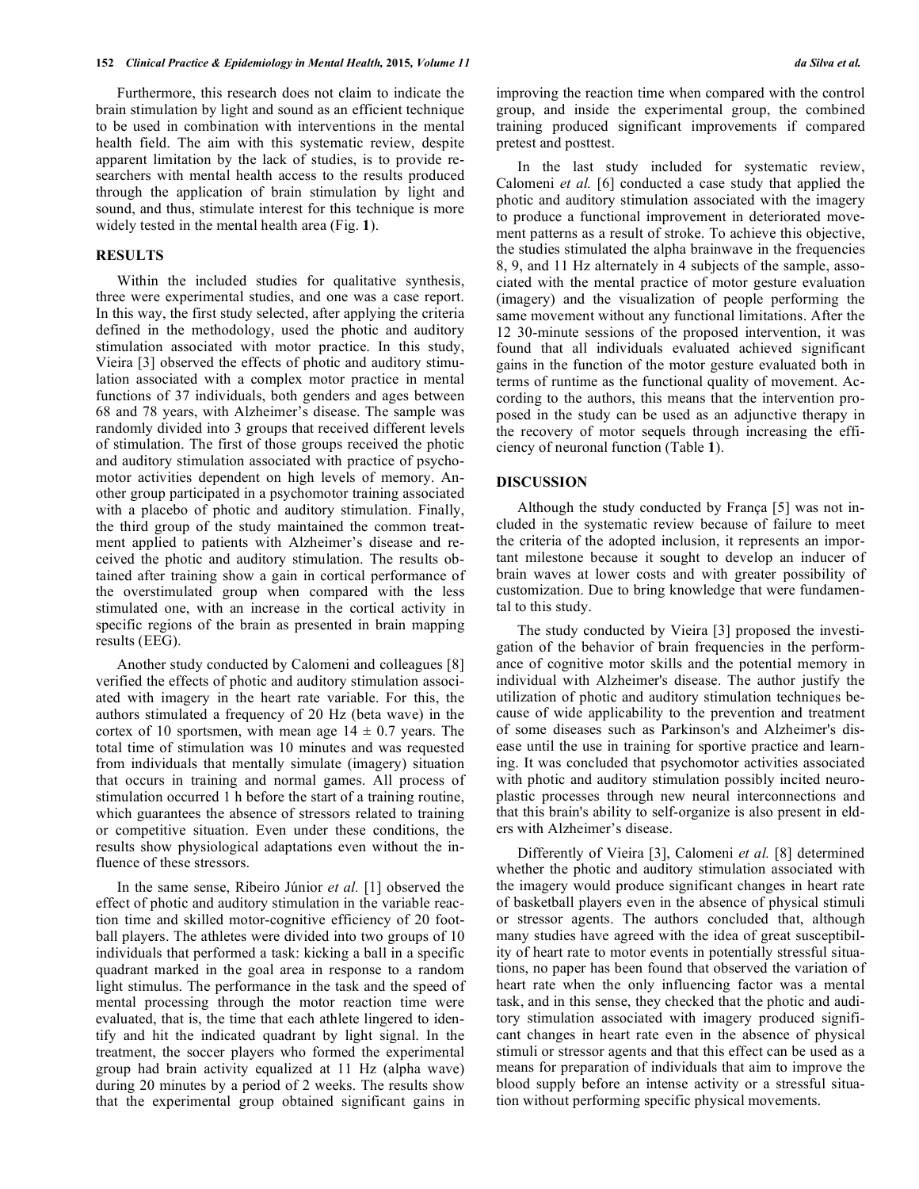Furthermore, this research does not claim to indicate the brain stimulation by light and sound as an efficient technique to be used in combination with interventions in the mental health field. The aim with this systematic review, despite apparent limitation by the lack of studies, is to provide researchers with mental health access to the results produced through the application of brain stimulation by light and sound, and thus, stimulate interest for this technique is more widely tested in the mental health area (Fig. **1**).

## RESULTS

Within the included studies for qualitative synthesis, three were experimental studies, and one was a case report. In this way, the first study selected, after applying the criteria defined in the methodology, used the photic and auditory stimulation associated with motor practice. In this study, Vieira [3] observed the effects of photic and auditory stimulation associated with a complex motor practice in mental functions of 37 individuals, both genders and ages between 68 and 78 years, with Alzheimer's disease. The sample was randomly divided into 3 groups that received different levels of stimulation. The first of those groups received the photic and auditory stimulation associated with practice of psychomotor activities dependent on high levels of memory. Another group participated in a psychomotor training associated with a placebo of photic and auditory stimulation. Finally, the third group of the study maintained the common treatment applied to patients with Alzheimer's disease and received the photic and auditory stimulation. The results obtained after training show a gain in cortical performance of the overstimulated group when compared with the less stimulated one, with an increase in the cortical activity in specific regions of the brain as presented in brain mapping results (EEG).

Another study conducted by Calomeni and colleagues [8] verified the effects of photic and auditory stimulation associated with imagery in the heart rate variable. For this, the authors stimulated a frequency of 20 Hz (beta wave) in the cortex of 10 sportsmen, with mean age 14 ± 0.7 years. The total time of stimulation was 10 minutes and was requested from individuals that mentally simulate (imagery) situation that occurs in training and normal games. All process of stimulation occurred 1 h before the start of a training routine, which guarantees the absence of stressors related to training or competitive situation. Even under these conditions, the results show physiological adaptations even without the influence of these stressors.

In the same sense, Ribeiro Júnior *et al.* [1] observed the effect of photic and auditory stimulation in the variable reaction time and skilled motor-cognitive efficiency of 20 football players. The athletes were divided into two groups of 10 individuals that performed a task: kicking a ball in a specific quadrant marked in the goal area in response to a random light stimulus. The performance in the task and the speed of mental processing through the motor reaction time were evaluated, that is, the time that each athlete lingered to identify and hit the indicated quadrant by light signal. In the treatment, the soccer players who formed the experimental group had brain activity equalized at 11 Hz (alpha wave) during 20 minutes by a period of 2 weeks. The results show that the experimental group obtained significant gains in improving the reaction time when compared with the control group, and inside the experimental group, the combined training produced significant improvements if compared pretest and posttest.

In the last study included for systematic review, Calomeni *et al.* [6] conducted a case study that applied the photic and auditory stimulation associated with the imagery to produce a functional improvement in deteriorated movement patterns as a result of stroke. To achieve this objective, the studies stimulated the alpha brainwave in the frequencies 8, 9, and 11 Hz alternately in 4 subjects of the sample, associated with the mental practice of motor gesture evaluation (imagery) and the visualization of people performing the same movement without any functional limitations. After the 12 30-minute sessions of the proposed intervention, it was found that all individuals evaluated achieved significant gains in the function of the motor gesture evaluated both in terms of runtime as the functional quality of movement. According to the authors, this means that the intervention proposed in the study can be used as an adjunctive therapy in the recovery of motor sequels through increasing the efficiency of neuronal function (Table **1**).

## DISCUSSION

Although the study conducted by França [5] was not included in the systematic review because of failure to meet the criteria of the adopted inclusion, it represents an important milestone because it sought to develop an inducer of brain waves at lower costs and with greater possibility of customization. Due to bring knowledge that were fundamental to this study.

The study conducted by Vieira [3] proposed the investigation of the behavior of brain frequencies in the performance of cognitive motor skills and the potential memory in individual with Alzheimer's disease. The author justify the utilization of photic and auditory stimulation techniques because of wide applicability to the prevention and treatment of some diseases such as Parkinson's and Alzheimer's disease until the use in training for sportive practice and learning. It was concluded that psychomotor activities associated with photic and auditory stimulation possibly incited neuroplastic processes through new neural interconnections and that this brain's ability to self-organize is also present in elders with Alzheimer's disease.

Differently of Vieira [3], Calomeni *et al.* [8] determined whether the photic and auditory stimulation associated with the imagery would produce significant changes in heart rate of basketball players even in the absence of physical stimuli or stressor agents. The authors concluded that, although many studies have agreed with the idea of great susceptibility of heart rate to motor events in potentially stressful situations, no paper has been found that observed the variation of heart rate when the only influencing factor was a mental task, and in this sense, they checked that the photic and auditory stimulation associated with imagery produced significant changes in heart rate even in the absence of physical stimuli or stressor agents and that this effect can be used as a means for preparation of individuals that aim to improve the blood supply before an intense activity or a stressful situation without performing specific physical movements.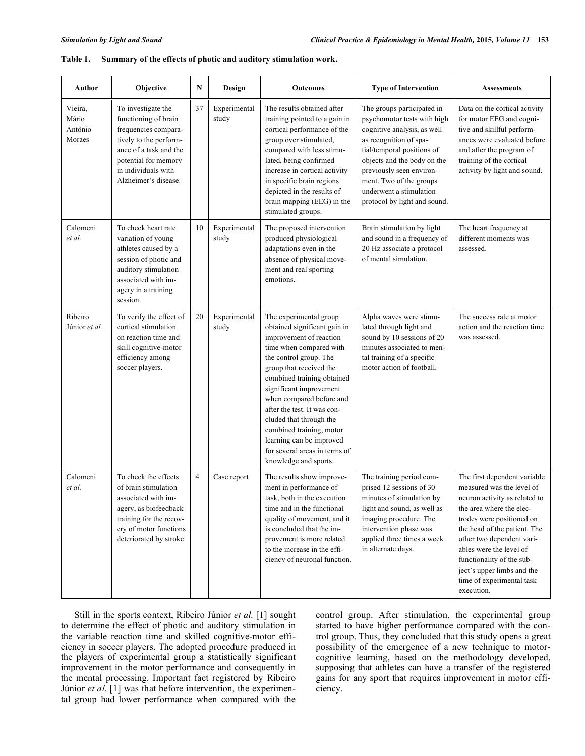**Table 1. Summary of the effects of photic and auditory stimulation work.**

| Author | Objective | N | Design | Outcomes | Type of Intervention | Assessments |
|---|---|---|---|---|---|---|
| Vieira, Mário Antônio Moraes | To investigate the functioning of brain frequencies comparatively to the performance of a task and the potential for memory in individuals with Alzheimer's disease. | 37 | Experimental study | The results obtained after training pointed to a gain in cortical performance of the group over stimulated, compared with less stimulated, being confirmed increase in cortical activity in specific brain regions depicted in the results of brain mapping (EEG) in the stimulated groups. | The groups participated in psychomotor tests with high cognitive analysis, as well as recognition of spatial/temporal positions of objects and the body on the previously seen environment. Two of the groups underwent a stimulation protocol by light and sound. | Data on the cortical activity for motor EEG and cognitive and skillful performances were evaluated before and after the program of training of the cortical activity by light and sound. |
| Calomeni *et al.* | To check heart rate variation of young athletes caused by a session of photic and auditory stimulation associated with imagery in a training session. | 10 | Experimental study | The proposed intervention produced physiological adaptations even in the absence of physical movement and real sporting emotions. | Brain stimulation by light and sound in a frequency of 20 Hz associate a protocol of mental simulation. | The heart frequency at different moments was assessed. |
| Ribeiro Júnior *et al.* | To verify the effect of cortical stimulation on reaction time and skill cognitive-motor efficiency among soccer players. | 20 | Experimental study | The experimental group obtained significant gain in improvement of reaction time when compared with the control group. The group that received the combined training obtained significant improvement when compared before and after the test. It was concluded that through the combined training, motor learning can be improved for several areas in terms of knowledge and sports. | Alpha waves were stimulated through light and sound by 10 sessions of 20 minutes associated to mental training of a specific motor action of football. | The success rate at motor action and the reaction time was assessed. |
| Calomeni *et al.* | To check the effects of brain stimulation associated with imagery, as biofeedback training for the recovery of motor functions deteriorated by stroke. | 4 | Case report | The results show improvement in performance of task, both in the execution time and in the functional quality of movement, and it is concluded that the improvement is more related to the increase in the efficiency of neuronal function. | The training period comprised 12 sessions of 30 minutes of stimulation by light and sound, as well as imaging procedure. The intervention phase was applied three times a week in alternate days. | The first dependent variable measured was the level of neuron activity as related to the area where the electrodes were positioned on the head of the patient. The other two dependent variables were the level of functionality of the subject's upper limbs and the time of experimental task execution. |

Still in the sports context, Ribeiro Júnior *et al.* [1] sought to determine the effect of photic and auditory stimulation in the variable reaction time and skilled cognitive-motor efficiency in soccer players. The adopted procedure produced in the players of experimental group a statistically significant improvement in the motor performance and consequently in the mental processing. Important fact registered by Ribeiro Júnior *et al.* [1] was that before intervention, the experimental group had lower performance when compared with the control group. After stimulation, the experimental group started to have higher performance compared with the control group. Thus, they concluded that this study opens a great possibility of the emergence of a new technique to motor-cognitive learning, based on the methodology developed, supposing that athletes can have a transfer of the registered gains for any sport that requires improvement in motor efficiency.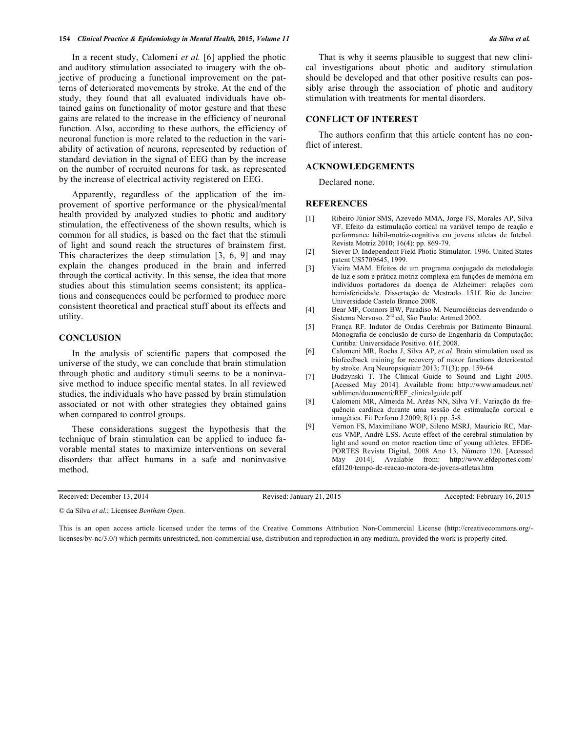In a recent study, Calomeni *et al.* [6] applied the photic and auditory stimulation associated to imagery with the objective of producing a functional improvement on the patterns of deteriorated movements by stroke. At the end of the study, they found that all evaluated individuals have obtained gains on functionality of motor gesture and that these gains are related to the increase in the efficiency of neuronal function. Also, according to these authors, the efficiency of neuronal function is more related to the reduction in the variability of activation of neurons, represented by reduction of standard deviation in the signal of EEG than by the increase on the number of recruited neurons for task, as represented by the increase of electrical activity registered on EEG.

Apparently, regardless of the application of the improvement of sportive performance or the physical/mental health provided by analyzed studies to photic and auditory stimulation, the effectiveness of the shown results, which is common for all studies, is based on the fact that the stimuli of light and sound reach the structures of brainstem first. This characterizes the deep stimulation [3, 6, 9] and may explain the changes produced in the brain and inferred through the cortical activity. In this sense, the idea that more studies about this stimulation seems consistent; its applications and consequences could be performed to produce more consistent theoretical and practical stuff about its effects and utility.

## CONCLUSION

In the analysis of scientific papers that composed the universe of the study, we can conclude that brain stimulation through photic and auditory stimuli seems to be a noninvasive method to induce specific mental states. In all reviewed studies, the individuals who have passed by brain stimulation associated or not with other strategies they obtained gains when compared to control groups.

These considerations suggest the hypothesis that the technique of brain stimulation can be applied to induce favorable mental states to maximize interventions on several disorders that affect humans in a safe and noninvasive method.

That is why it seems plausible to suggest that new clinical investigations about photic and auditory stimulation should be developed and that other positive results can possibly arise through the association of photic and auditory stimulation with treatments for mental disorders.

## CONFLICT OF INTEREST

The authors confirm that this article content has no conflict of interest.

## ACKNOWLEDGEMENTS

Declared none.

## REFERENCES

[1] Ribeiro Júnior SMS, Azevedo MMA, Jorge FS, Morales AP, Silva VF. Efeito da estimulação cortical na variável tempo de reação e performance hábil-motriz-cognitiva em jovens atletas de futebol. Revista Motriz 2010; 16(4): pp. 869-79.

[2] Siever D. Independent Field Photic Stimulator. 1996. United States patent US5709645, 1999.

[3] Vieira MAM. Efeitos de um programa conjugado da metodologia de luz e som e prática motriz complexa em funções de memória em indivíduos portadores da doença de Alzheimer: relações com hemisfericidade. Dissertação de Mestrado. 151f. Rio de Janeiro: Universidade Castelo Branco 2008.

[4] Bear MF, Connors BW, Paradiso M. Neurociências desvendando o Sistema Nervoso. 2nd ed, São Paulo: Artmed 2002.

[5] França RF. Indutor de Ondas Cerebrais por Batimento Binaural. Monografia de conclusão de curso de Engenharia da Computação; Curitiba: Universidade Positivo. 61f, 2008.

[6] Calomeni MR, Rocha J, Silva AP, *et al.* Brain stimulation used as biofeedback training for recovery of motor functions deteriorated by stroke. Arq Neuropsiquiatr 2013; 71(3); pp. 159-64.

[7] Budzynski T. The Clinical Guide to Sound and Light 2005. [Acessed May 2014]. Available from: http://www.amadeux.net/sublimen/documenti/REF_clinicalguide.pdf

[8] Calomeni MR, Almeida M, Arêas NN, Silva VF. Variação da frequência cardíaca durante uma sessão de estimulação cortical e imagética. Fit Perform J 2009; 8(1): pp. 5-8.

[9] Vernon FS, Maximiliano WOP, Sileno MSRJ, Maurício RC, Marcus VMP, André LSS. Acute effect of the cerebral stimulation by light and sound on motor reaction time of young athletes. EFDEPORTES Revista Digital, 2008 Ano 13, Número 120. [Acessed May 2014]. Available from: http://www.efdeportes.com/efd120/tempo-de-reacao-motora-de-jovens-atletas.htm

Received: December 13, 2014 Revised: January 21, 2015 Accepted: February 16, 2015

© da Silva *et al.*; Licensee *Bentham Open.*

This is an open access article licensed under the terms of the Creative Commons Attribution Non-Commercial License (http://creativecommons.org/-licenses/by-nc/3.0/) which permits unrestricted, non-commercial use, distribution and reproduction in any medium, provided the work is properly cited.